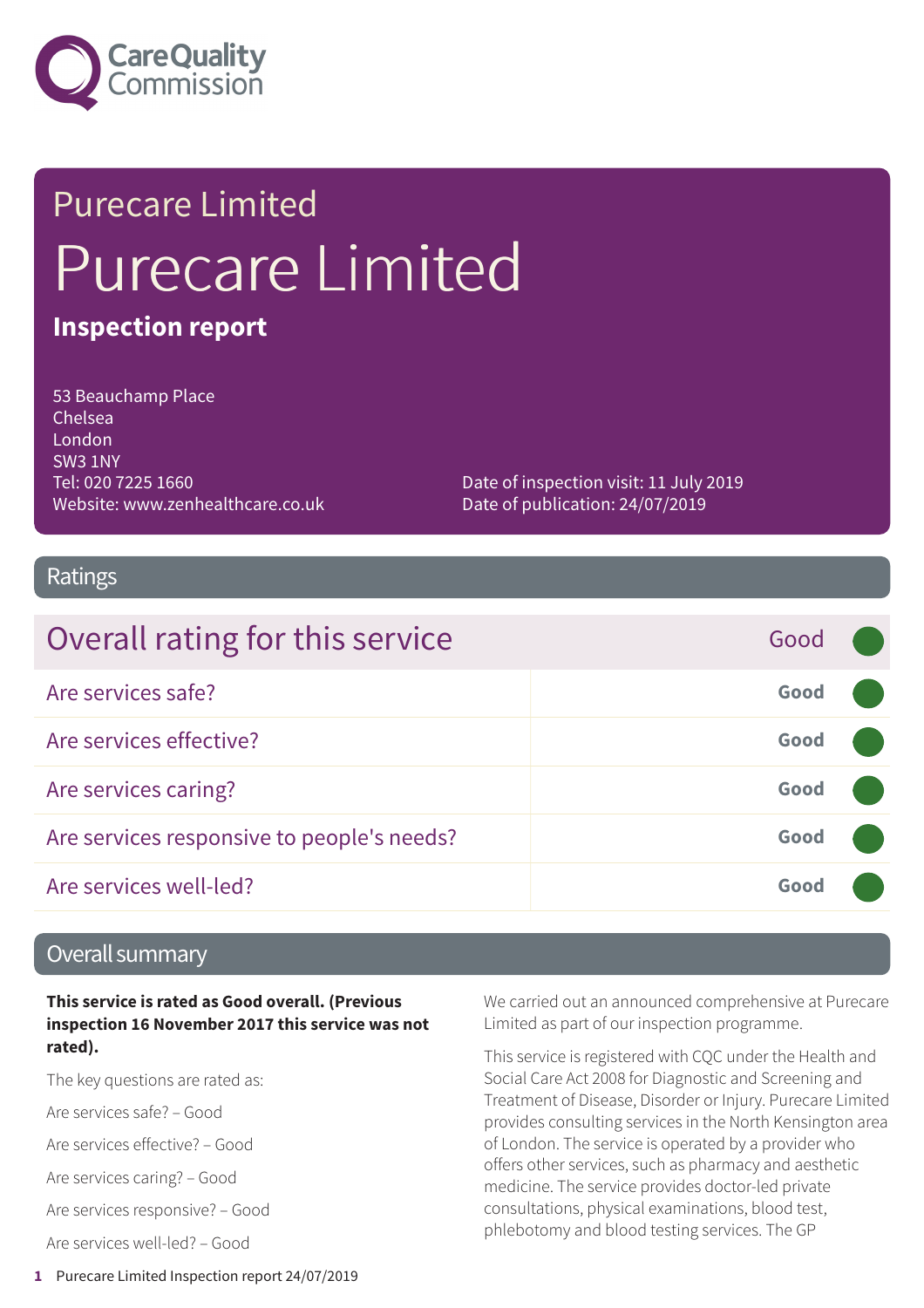Purecare Limited

# Purecare Limited

**Inspection report**

53 Beauchamp Place
Chelsea
London
SW3 1NY
Tel: 020 7225 1660
Website: www.zenhealthcare.co.uk

Date of inspection visit: 11 July 2019
Date of publication: 24/07/2019

## Ratings

| Overall rating for this service | Good |
| --- | --- |
| Are services safe? | Good |
| Are services effective? | Good |
| Are services caring? | Good |
| Are services responsive to people's needs? | Good |
| Are services well-led? | Good |

## Overall summary

**This service is rated as Good overall. (Previous inspection 16 November 2017 this service was not rated).**

The key questions are rated as:

Are services safe? – Good

Are services effective? – Good

Are services caring? – Good

Are services responsive? – Good

Are services well-led? – Good

We carried out an announced comprehensive at Purecare Limited as part of our inspection programme.

This service is registered with CQC under the Health and Social Care Act 2008 for Diagnostic and Screening and Treatment of Disease, Disorder or Injury. Purecare Limited provides consulting services in the North Kensington area of London. The service is operated by a provider who offers other services, such as pharmacy and aesthetic medicine. The service provides doctor-led private consultations, physical examinations, blood test, phlebotomy and blood testing services. The GP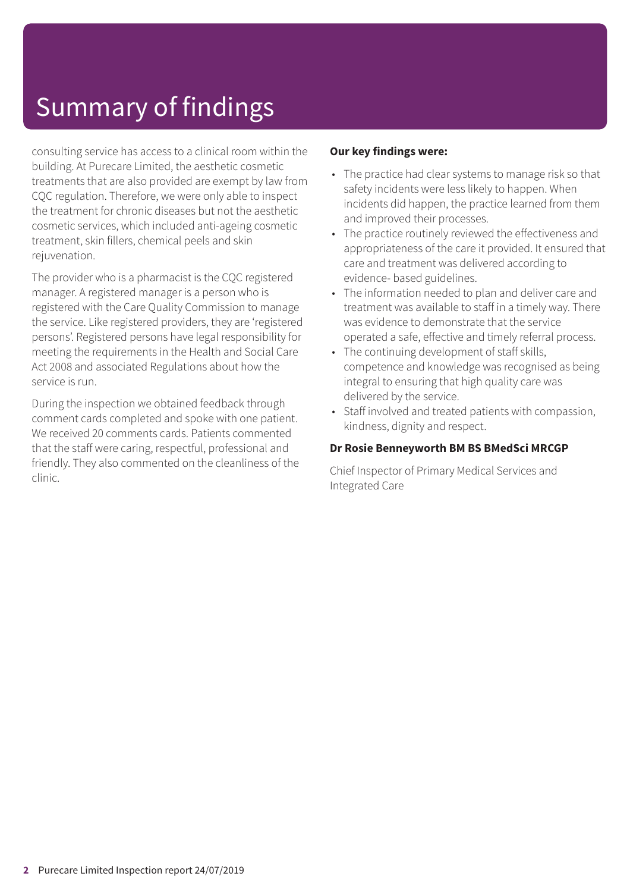# Summary of findings

consulting service has access to a clinical room within the building. At Purecare Limited, the aesthetic cosmetic treatments that are also provided are exempt by law from CQC regulation. Therefore, we were only able to inspect the treatment for chronic diseases but not the aesthetic cosmetic services, which included anti-ageing cosmetic treatment, skin fillers, chemical peels and skin rejuvenation.

The provider who is a pharmacist is the CQC registered manager. A registered manager is a person who is registered with the Care Quality Commission to manage the service. Like registered providers, they are 'registered persons'. Registered persons have legal responsibility for meeting the requirements in the Health and Social Care Act 2008 and associated Regulations about how the service is run.

During the inspection we obtained feedback through comment cards completed and spoke with one patient. We received 20 comments cards. Patients commented that the staff were caring, respectful, professional and friendly. They also commented on the cleanliness of the clinic.

**Our key findings were:**

- The practice had clear systems to manage risk so that safety incidents were less likely to happen. When incidents did happen, the practice learned from them and improved their processes.
- The practice routinely reviewed the effectiveness and appropriateness of the care it provided. It ensured that care and treatment was delivered according to evidence- based guidelines.
- The information needed to plan and deliver care and treatment was available to staff in a timely way. There was evidence to demonstrate that the service operated a safe, effective and timely referral process.
- The continuing development of staff skills, competence and knowledge was recognised as being integral to ensuring that high quality care was delivered by the service.
- Staff involved and treated patients with compassion, kindness, dignity and respect.

**Dr Rosie Benneyworth BM BS BMedSci MRCGP**

Chief Inspector of Primary Medical Services and Integrated Care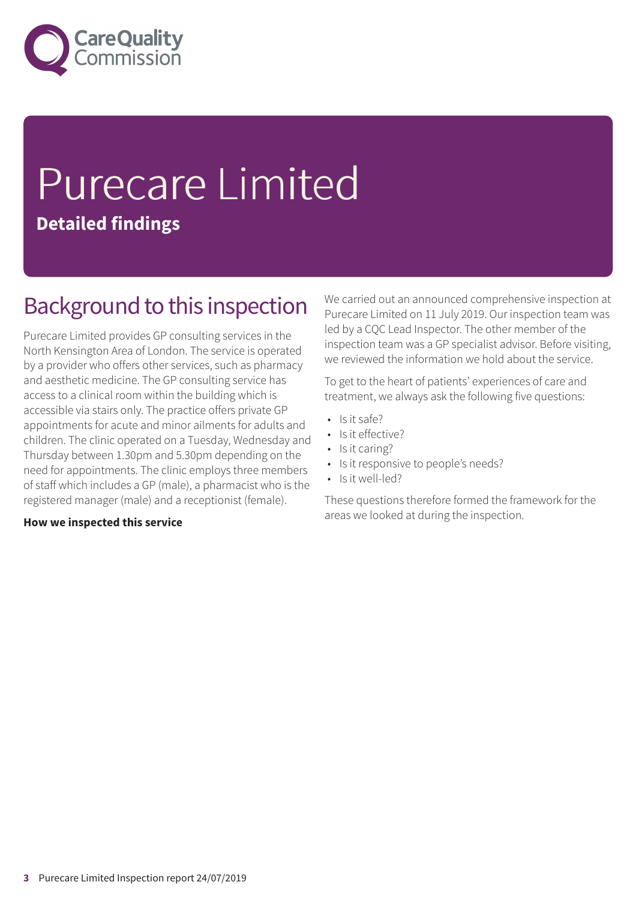# Purecare Limited

**Detailed findings**

## Background to this inspection

Purecare Limited provides GP consulting services in the North Kensington Area of London. The service is operated by a provider who offers other services, such as pharmacy and aesthetic medicine. The GP consulting service has access to a clinical room within the building which is accessible via stairs only. The practice offers private GP appointments for acute and minor ailments for adults and children. The clinic operated on a Tuesday, Wednesday and Thursday between 1.30pm and 5.30pm depending on the need for appointments. The clinic employs three members of staff which includes a GP (male), a pharmacist who is the registered manager (male) and a receptionist (female).

**How we inspected this service**

We carried out an announced comprehensive inspection at Purecare Limited on 11 July 2019. Our inspection team was led by a CQC Lead Inspector. The other member of the inspection team was a GP specialist advisor. Before visiting, we reviewed the information we hold about the service.

To get to the heart of patients' experiences of care and treatment, we always ask the following five questions:

- Is it safe?
- Is it effective?
- Is it caring?
- Is it responsive to people's needs?
- Is it well-led?

These questions therefore formed the framework for the areas we looked at during the inspection.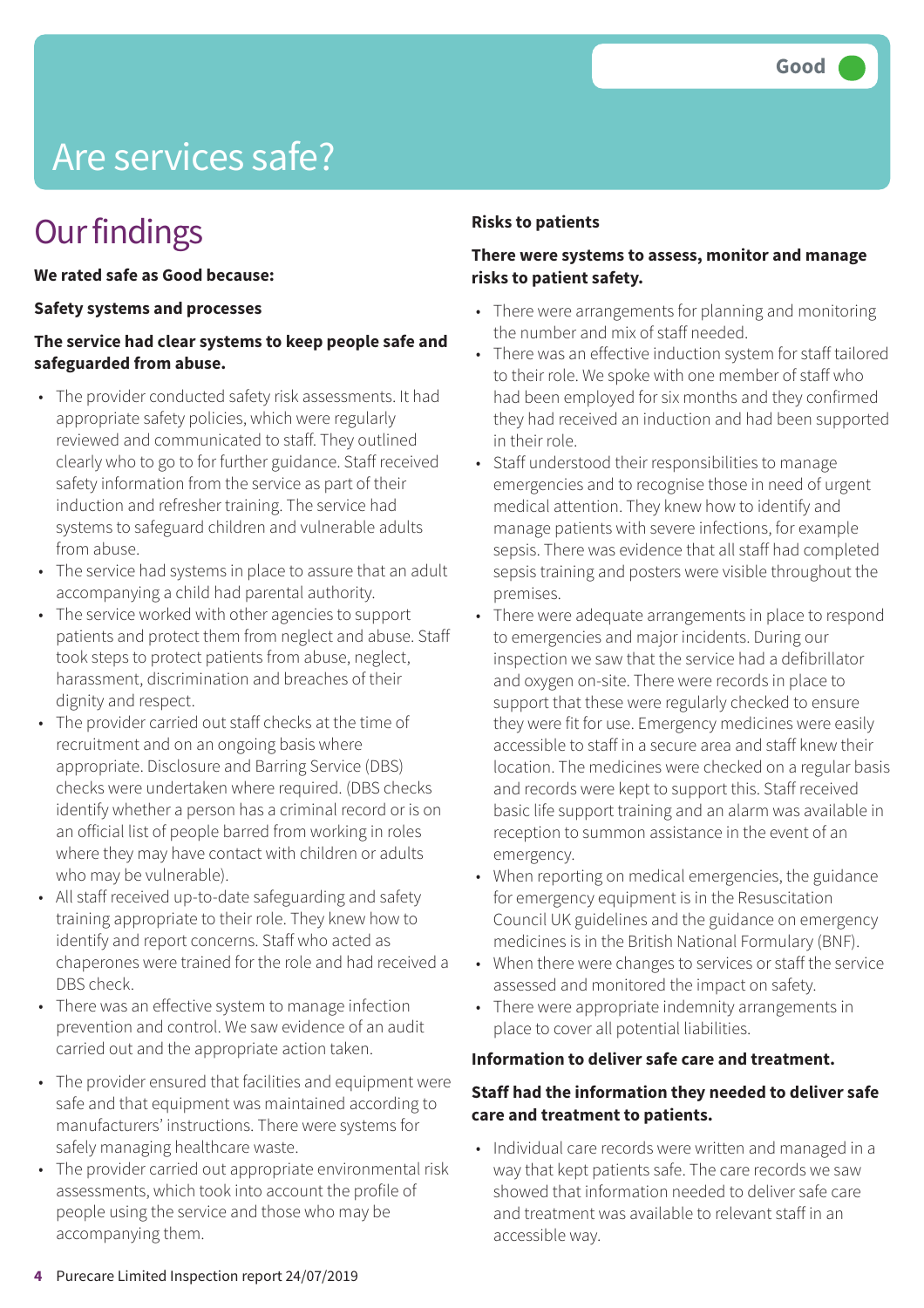# Are services safe?

Good

## Our findings

**We rated safe as Good because:**

**Safety systems and processes**

**The service had clear systems to keep people safe and safeguarded from abuse.**

- The provider conducted safety risk assessments. It had appropriate safety policies, which were regularly reviewed and communicated to staff. They outlined clearly who to go to for further guidance. Staff received safety information from the service as part of their induction and refresher training. The service had systems to safeguard children and vulnerable adults from abuse.
- The service had systems in place to assure that an adult accompanying a child had parental authority.
- The service worked with other agencies to support patients and protect them from neglect and abuse. Staff took steps to protect patients from abuse, neglect, harassment, discrimination and breaches of their dignity and respect.
- The provider carried out staff checks at the time of recruitment and on an ongoing basis where appropriate. Disclosure and Barring Service (DBS) checks were undertaken where required. (DBS checks identify whether a person has a criminal record or is on an official list of people barred from working in roles where they may have contact with children or adults who may be vulnerable).
- All staff received up-to-date safeguarding and safety training appropriate to their role. They knew how to identify and report concerns. Staff who acted as chaperones were trained for the role and had received a DBS check.
- There was an effective system to manage infection prevention and control. We saw evidence of an audit carried out and the appropriate action taken.
- The provider ensured that facilities and equipment were safe and that equipment was maintained according to manufacturers' instructions. There were systems for safely managing healthcare waste.
- The provider carried out appropriate environmental risk assessments, which took into account the profile of people using the service and those who may be accompanying them.

**Risks to patients**

**There were systems to assess, monitor and manage risks to patient safety.**

- There were arrangements for planning and monitoring the number and mix of staff needed.
- There was an effective induction system for staff tailored to their role. We spoke with one member of staff who had been employed for six months and they confirmed they had received an induction and had been supported in their role.
- Staff understood their responsibilities to manage emergencies and to recognise those in need of urgent medical attention. They knew how to identify and manage patients with severe infections, for example sepsis. There was evidence that all staff had completed sepsis training and posters were visible throughout the premises.
- There were adequate arrangements in place to respond to emergencies and major incidents. During our inspection we saw that the service had a defibrillator and oxygen on-site. There were records in place to support that these were regularly checked to ensure they were fit for use. Emergency medicines were easily accessible to staff in a secure area and staff knew their location. The medicines were checked on a regular basis and records were kept to support this. Staff received basic life support training and an alarm was available in reception to summon assistance in the event of an emergency.
- When reporting on medical emergencies, the guidance for emergency equipment is in the Resuscitation Council UK guidelines and the guidance on emergency medicines is in the British National Formulary (BNF).
- When there were changes to services or staff the service assessed and monitored the impact on safety.
- There were appropriate indemnity arrangements in place to cover all potential liabilities.

**Information to deliver safe care and treatment.**

**Staff had the information they needed to deliver safe care and treatment to patients.**

- Individual care records were written and managed in a way that kept patients safe. The care records we saw showed that information needed to deliver safe care and treatment was available to relevant staff in an accessible way.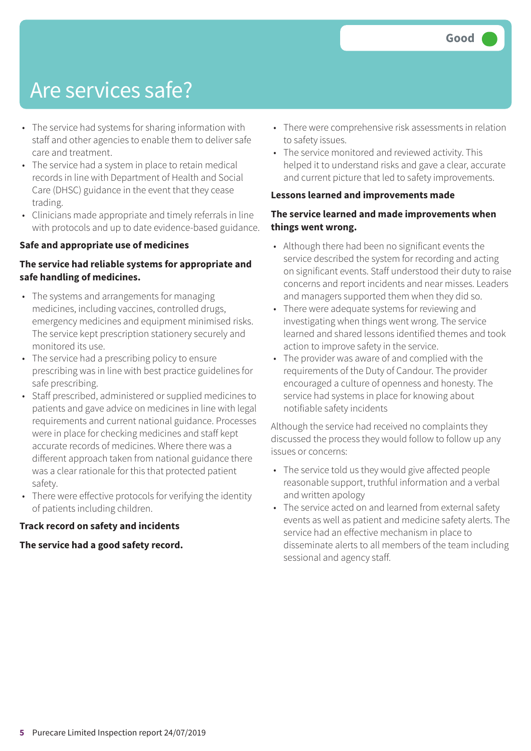Good

# Are services safe?

- The service had systems for sharing information with staff and other agencies to enable them to deliver safe care and treatment.
- The service had a system in place to retain medical records in line with Department of Health and Social Care (DHSC) guidance in the event that they cease trading.
- Clinicians made appropriate and timely referrals in line with protocols and up to date evidence-based guidance.

**Safe and appropriate use of medicines**

**The service had reliable systems for appropriate and safe handling of medicines.**

- The systems and arrangements for managing medicines, including vaccines, controlled drugs, emergency medicines and equipment minimised risks. The service kept prescription stationery securely and monitored its use.
- The service had a prescribing policy to ensure prescribing was in line with best practice guidelines for safe prescribing.
- Staff prescribed, administered or supplied medicines to patients and gave advice on medicines in line with legal requirements and current national guidance. Processes were in place for checking medicines and staff kept accurate records of medicines. Where there was a different approach taken from national guidance there was a clear rationale for this that protected patient safety.
- There were effective protocols for verifying the identity of patients including children.

**Track record on safety and incidents**

**The service had a good safety record.**

- There were comprehensive risk assessments in relation to safety issues.
- The service monitored and reviewed activity. This helped it to understand risks and gave a clear, accurate and current picture that led to safety improvements.

**Lessons learned and improvements made**

**The service learned and made improvements when things went wrong.**

- Although there had been no significant events the service described the system for recording and acting on significant events. Staff understood their duty to raise concerns and report incidents and near misses. Leaders and managers supported them when they did so.
- There were adequate systems for reviewing and investigating when things went wrong. The service learned and shared lessons identified themes and took action to improve safety in the service.
- The provider was aware of and complied with the requirements of the Duty of Candour. The provider encouraged a culture of openness and honesty. The service had systems in place for knowing about notifiable safety incidents

Although the service had received no complaints they discussed the process they would follow to follow up any issues or concerns:

- The service told us they would give affected people reasonable support, truthful information and a verbal and written apology
- The service acted on and learned from external safety events as well as patient and medicine safety alerts. The service had an effective mechanism in place to disseminate alerts to all members of the team including sessional and agency staff.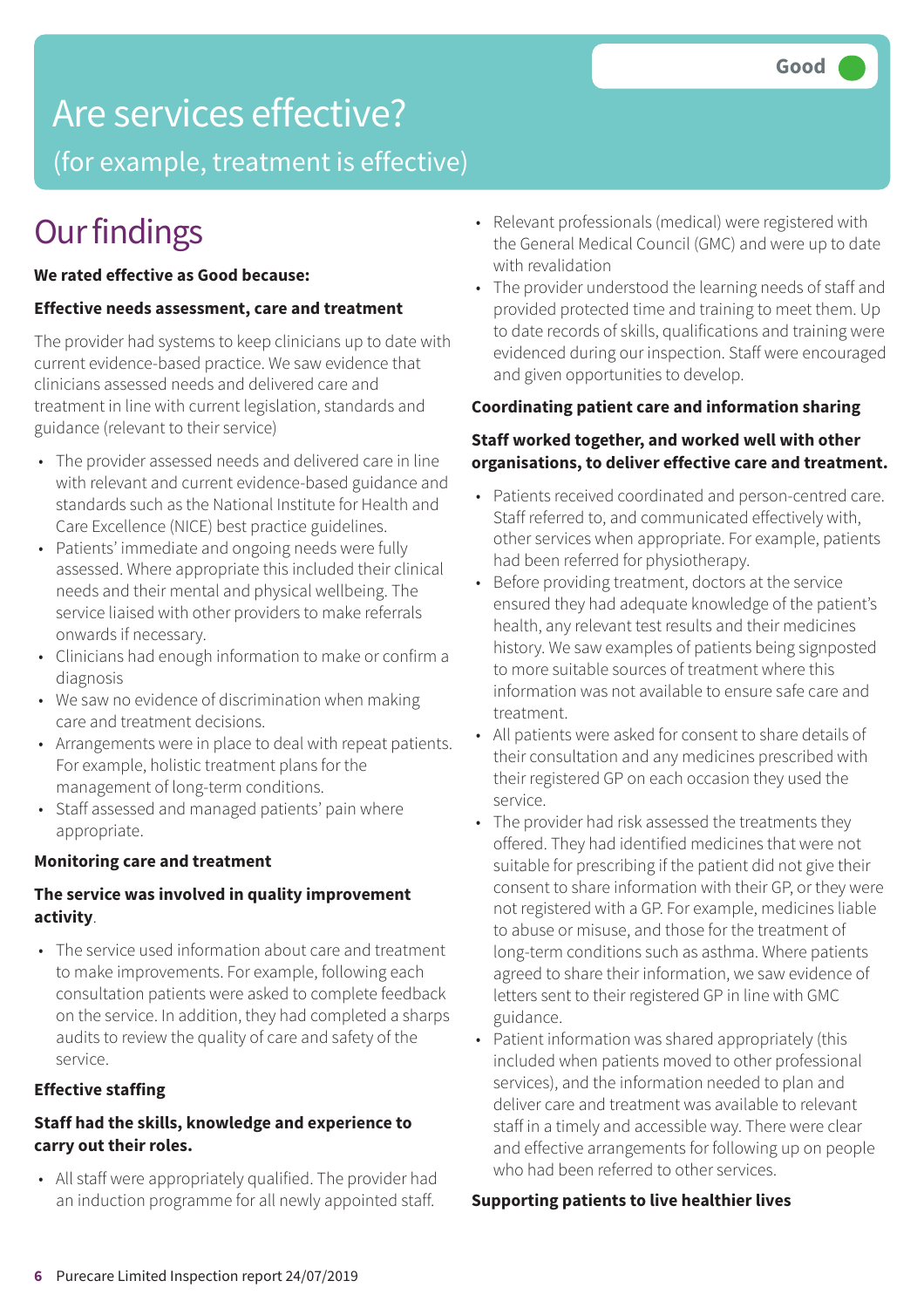Good

# Are services effective?

(for example, treatment is effective)

## Our findings

**We rated effective as Good because:**

**Effective needs assessment, care and treatment**

The provider had systems to keep clinicians up to date with current evidence-based practice. We saw evidence that clinicians assessed needs and delivered care and treatment in line with current legislation, standards and guidance (relevant to their service)

- The provider assessed needs and delivered care in line with relevant and current evidence-based guidance and standards such as the National Institute for Health and Care Excellence (NICE) best practice guidelines.
- Patients' immediate and ongoing needs were fully assessed. Where appropriate this included their clinical needs and their mental and physical wellbeing. The service liaised with other providers to make referrals onwards if necessary.
- Clinicians had enough information to make or confirm a diagnosis
- We saw no evidence of discrimination when making care and treatment decisions.
- Arrangements were in place to deal with repeat patients. For example, holistic treatment plans for the management of long-term conditions.
- Staff assessed and managed patients' pain where appropriate.

**Monitoring care and treatment**

**The service was involved in quality improvement activity**.

- The service used information about care and treatment to make improvements. For example, following each consultation patients were asked to complete feedback on the service. In addition, they had completed a sharps audits to review the quality of care and safety of the service.

**Effective staffing**

**Staff had the skills, knowledge and experience to carry out their roles.**

- All staff were appropriately qualified. The provider had an induction programme for all newly appointed staff.
- Relevant professionals (medical) were registered with the General Medical Council (GMC) and were up to date with revalidation
- The provider understood the learning needs of staff and provided protected time and training to meet them. Up to date records of skills, qualifications and training were evidenced during our inspection. Staff were encouraged and given opportunities to develop.

**Coordinating patient care and information sharing**

**Staff worked together, and worked well with other organisations, to deliver effective care and treatment.**

- Patients received coordinated and person-centred care. Staff referred to, and communicated effectively with, other services when appropriate. For example, patients had been referred for physiotherapy.
- Before providing treatment, doctors at the service ensured they had adequate knowledge of the patient's health, any relevant test results and their medicines history. We saw examples of patients being signposted to more suitable sources of treatment where this information was not available to ensure safe care and treatment.
- All patients were asked for consent to share details of their consultation and any medicines prescribed with their registered GP on each occasion they used the service.
- The provider had risk assessed the treatments they offered. They had identified medicines that were not suitable for prescribing if the patient did not give their consent to share information with their GP, or they were not registered with a GP. For example, medicines liable to abuse or misuse, and those for the treatment of long-term conditions such as asthma. Where patients agreed to share their information, we saw evidence of letters sent to their registered GP in line with GMC guidance.
- Patient information was shared appropriately (this included when patients moved to other professional services), and the information needed to plan and deliver care and treatment was available to relevant staff in a timely and accessible way. There were clear and effective arrangements for following up on people who had been referred to other services.

**Supporting patients to live healthier lives**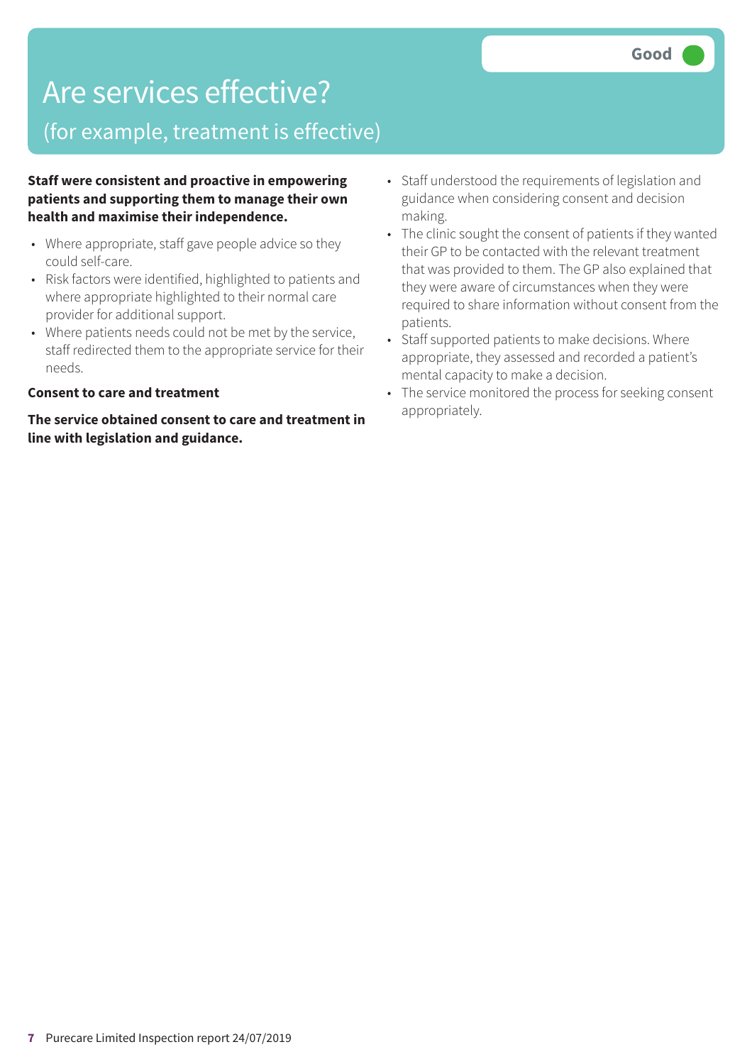# Are services effective?

## (for example, treatment is effective)

**Good**

**Staff were consistent and proactive in empowering patients and supporting them to manage their own health and maximise their independence.**

- Where appropriate, staff gave people advice so they could self-care.
- Risk factors were identified, highlighted to patients and where appropriate highlighted to their normal care provider for additional support.
- Where patients needs could not be met by the service, staff redirected them to the appropriate service for their needs.

**Consent to care and treatment**

**The service obtained consent to care and treatment in line with legislation and guidance.**

- Staff understood the requirements of legislation and guidance when considering consent and decision making.
- The clinic sought the consent of patients if they wanted their GP to be contacted with the relevant treatment that was provided to them. The GP also explained that they were aware of circumstances when they were required to share information without consent from the patients.
- Staff supported patients to make decisions. Where appropriate, they assessed and recorded a patient's mental capacity to make a decision.
- The service monitored the process for seeking consent appropriately.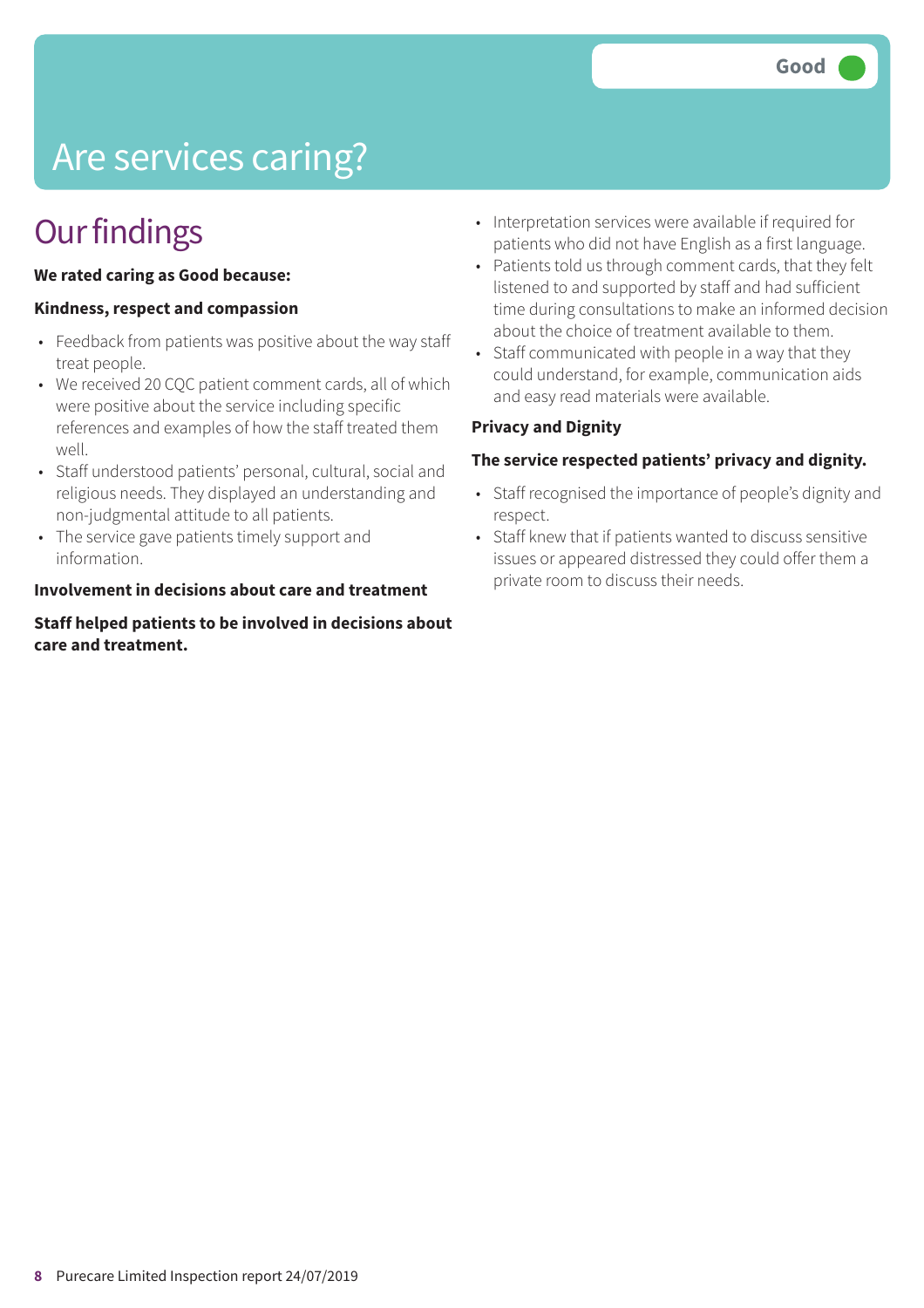# Are services caring?

Good

## Our findings

**We rated caring as Good because:**

**Kindness, respect and compassion**

- Feedback from patients was positive about the way staff treat people.
- We received 20 CQC patient comment cards, all of which were positive about the service including specific references and examples of how the staff treated them well.
- Staff understood patients' personal, cultural, social and religious needs. They displayed an understanding and non-judgmental attitude to all patients.
- The service gave patients timely support and information.

**Involvement in decisions about care and treatment**

**Staff helped patients to be involved in decisions about care and treatment.**

- Interpretation services were available if required for patients who did not have English as a first language.
- Patients told us through comment cards, that they felt listened to and supported by staff and had sufficient time during consultations to make an informed decision about the choice of treatment available to them.
- Staff communicated with people in a way that they could understand, for example, communication aids and easy read materials were available.

**Privacy and Dignity**

**The service respected patients' privacy and dignity.**

- Staff recognised the importance of people's dignity and respect.
- Staff knew that if patients wanted to discuss sensitive issues or appeared distressed they could offer them a private room to discuss their needs.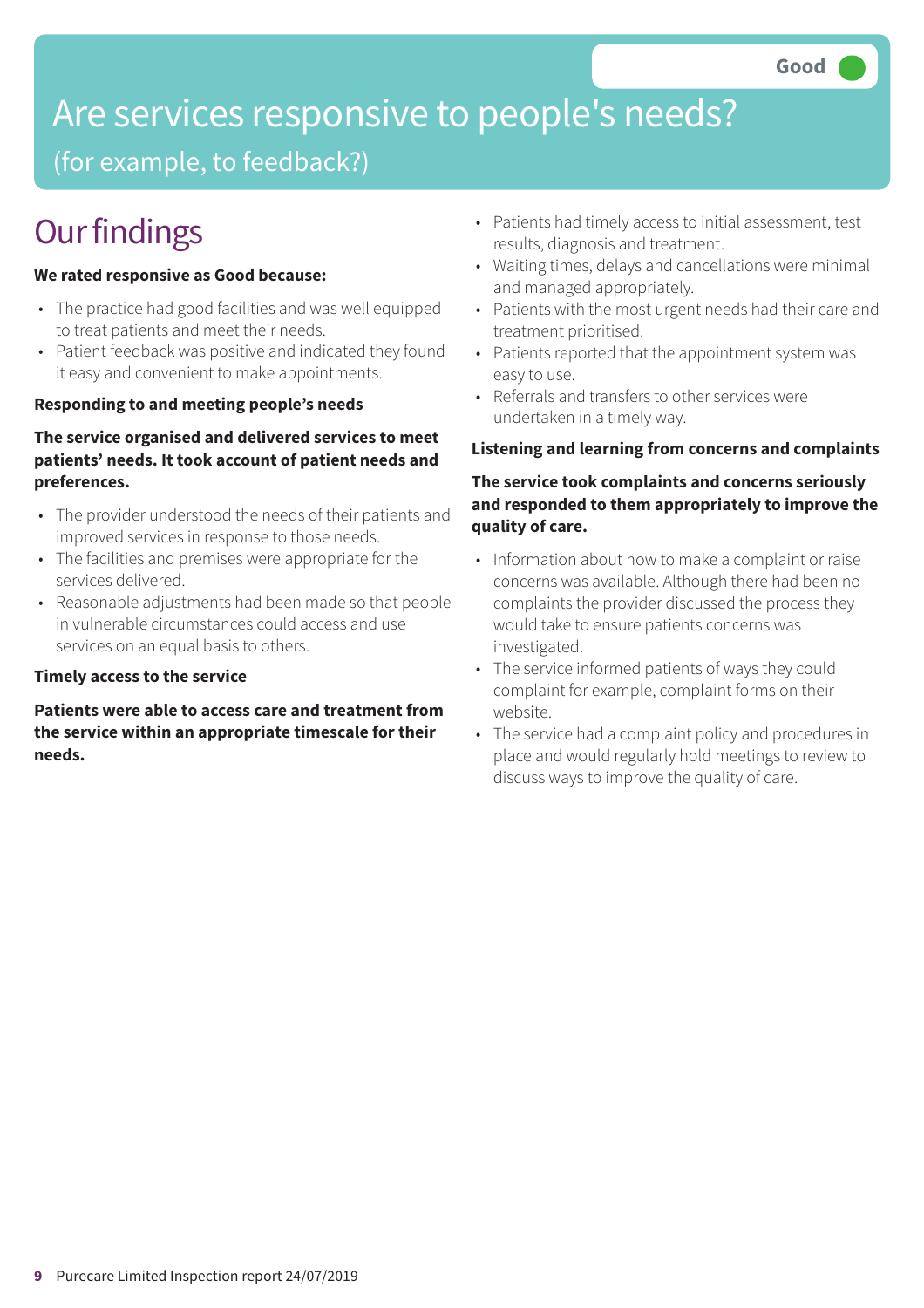Good

# Are services responsive to people's needs?

(for example, to feedback?)

## Our findings

**We rated responsive as Good because:**

- The practice had good facilities and was well equipped to treat patients and meet their needs.
- Patient feedback was positive and indicated they found it easy and convenient to make appointments.

**Responding to and meeting people's needs**

**The service organised and delivered services to meet patients' needs. It took account of patient needs and preferences.**

- The provider understood the needs of their patients and improved services in response to those needs.
- The facilities and premises were appropriate for the services delivered.
- Reasonable adjustments had been made so that people in vulnerable circumstances could access and use services on an equal basis to others.

**Timely access to the service**

**Patients were able to access care and treatment from the service within an appropriate timescale for their needs.**

- Patients had timely access to initial assessment, test results, diagnosis and treatment.
- Waiting times, delays and cancellations were minimal and managed appropriately.
- Patients with the most urgent needs had their care and treatment prioritised.
- Patients reported that the appointment system was easy to use.
- Referrals and transfers to other services were undertaken in a timely way.

**Listening and learning from concerns and complaints**

**The service took complaints and concerns seriously and responded to them appropriately to improve the quality of care.**

- Information about how to make a complaint or raise concerns was available. Although there had been no complaints the provider discussed the process they would take to ensure patients concerns was investigated.
- The service informed patients of ways they could complaint for example, complaint forms on their website.
- The service had a complaint policy and procedures in place and would regularly hold meetings to review to discuss ways to improve the quality of care.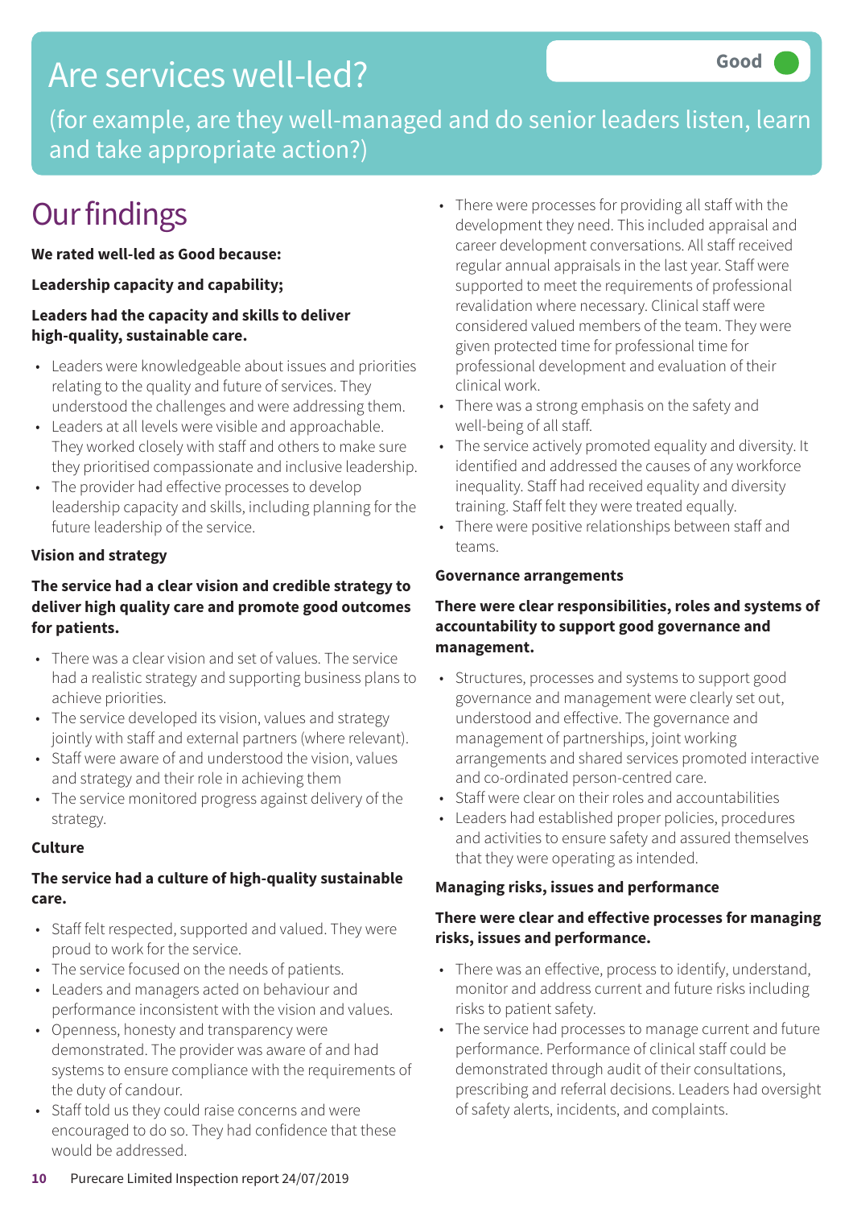# Are services well-led?

Good

(for example, are they well-managed and do senior leaders listen, learn and take appropriate action?)

## Our findings

**We rated well-led as Good because:**

**Leadership capacity and capability;**

**Leaders had the capacity and skills to deliver high-quality, sustainable care.**

- Leaders were knowledgeable about issues and priorities relating to the quality and future of services. They understood the challenges and were addressing them.
- Leaders at all levels were visible and approachable. They worked closely with staff and others to make sure they prioritised compassionate and inclusive leadership.
- The provider had effective processes to develop leadership capacity and skills, including planning for the future leadership of the service.

**Vision and strategy**

**The service had a clear vision and credible strategy to deliver high quality care and promote good outcomes for patients.**

- There was a clear vision and set of values. The service had a realistic strategy and supporting business plans to achieve priorities.
- The service developed its vision, values and strategy jointly with staff and external partners (where relevant).
- Staff were aware of and understood the vision, values and strategy and their role in achieving them
- The service monitored progress against delivery of the strategy.

**Culture**

**The service had a culture of high-quality sustainable care.**

- Staff felt respected, supported and valued. They were proud to work for the service.
- The service focused on the needs of patients.
- Leaders and managers acted on behaviour and performance inconsistent with the vision and values.
- Openness, honesty and transparency were demonstrated. The provider was aware of and had systems to ensure compliance with the requirements of the duty of candour.
- Staff told us they could raise concerns and were encouraged to do so. They had confidence that these would be addressed.
- There were processes for providing all staff with the development they need. This included appraisal and career development conversations. All staff received regular annual appraisals in the last year. Staff were supported to meet the requirements of professional revalidation where necessary. Clinical staff were considered valued members of the team. They were given protected time for professional time for professional development and evaluation of their clinical work.
- There was a strong emphasis on the safety and well-being of all staff.
- The service actively promoted equality and diversity. It identified and addressed the causes of any workforce inequality. Staff had received equality and diversity training. Staff felt they were treated equally.
- There were positive relationships between staff and teams.

**Governance arrangements**

**There were clear responsibilities, roles and systems of accountability to support good governance and management.**

- Structures, processes and systems to support good governance and management were clearly set out, understood and effective. The governance and management of partnerships, joint working arrangements and shared services promoted interactive and co-ordinated person-centred care.
- Staff were clear on their roles and accountabilities
- Leaders had established proper policies, procedures and activities to ensure safety and assured themselves that they were operating as intended.

**Managing risks, issues and performance**

**There were clear and effective processes for managing risks, issues and performance.**

- There was an effective, process to identify, understand, monitor and address current and future risks including risks to patient safety.
- The service had processes to manage current and future performance. Performance of clinical staff could be demonstrated through audit of their consultations, prescribing and referral decisions. Leaders had oversight of safety alerts, incidents, and complaints.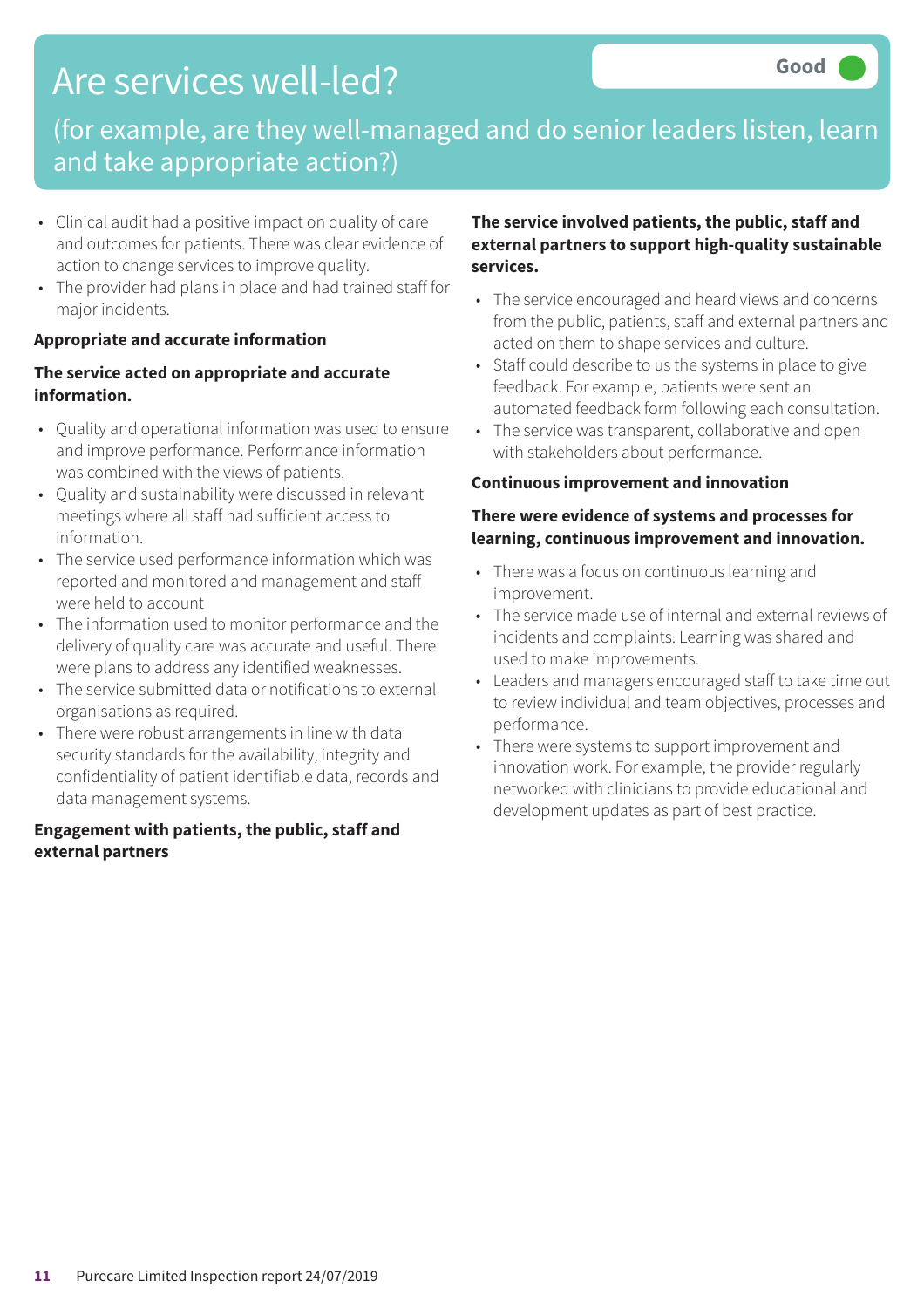# Are services well-led?

Good

## (for example, are they well-managed and do senior leaders listen, learn and take appropriate action?)

- Clinical audit had a positive impact on quality of care and outcomes for patients. There was clear evidence of action to change services to improve quality.
- The provider had plans in place and had trained staff for major incidents.

**Appropriate and accurate information**

**The service acted on appropriate and accurate information.**

- Quality and operational information was used to ensure and improve performance. Performance information was combined with the views of patients.
- Quality and sustainability were discussed in relevant meetings where all staff had sufficient access to information.
- The service used performance information which was reported and monitored and management and staff were held to account
- The information used to monitor performance and the delivery of quality care was accurate and useful. There were plans to address any identified weaknesses.
- The service submitted data or notifications to external organisations as required.
- There were robust arrangements in line with data security standards for the availability, integrity and confidentiality of patient identifiable data, records and data management systems.

**Engagement with patients, the public, staff and external partners**

**The service involved patients, the public, staff and external partners to support high-quality sustainable services.**

- The service encouraged and heard views and concerns from the public, patients, staff and external partners and acted on them to shape services and culture.
- Staff could describe to us the systems in place to give feedback. For example, patients were sent an automated feedback form following each consultation.
- The service was transparent, collaborative and open with stakeholders about performance.

**Continuous improvement and innovation**

**There were evidence of systems and processes for learning, continuous improvement and innovation.**

- There was a focus on continuous learning and improvement.
- The service made use of internal and external reviews of incidents and complaints. Learning was shared and used to make improvements.
- Leaders and managers encouraged staff to take time out to review individual and team objectives, processes and performance.
- There were systems to support improvement and innovation work. For example, the provider regularly networked with clinicians to provide educational and development updates as part of best practice.